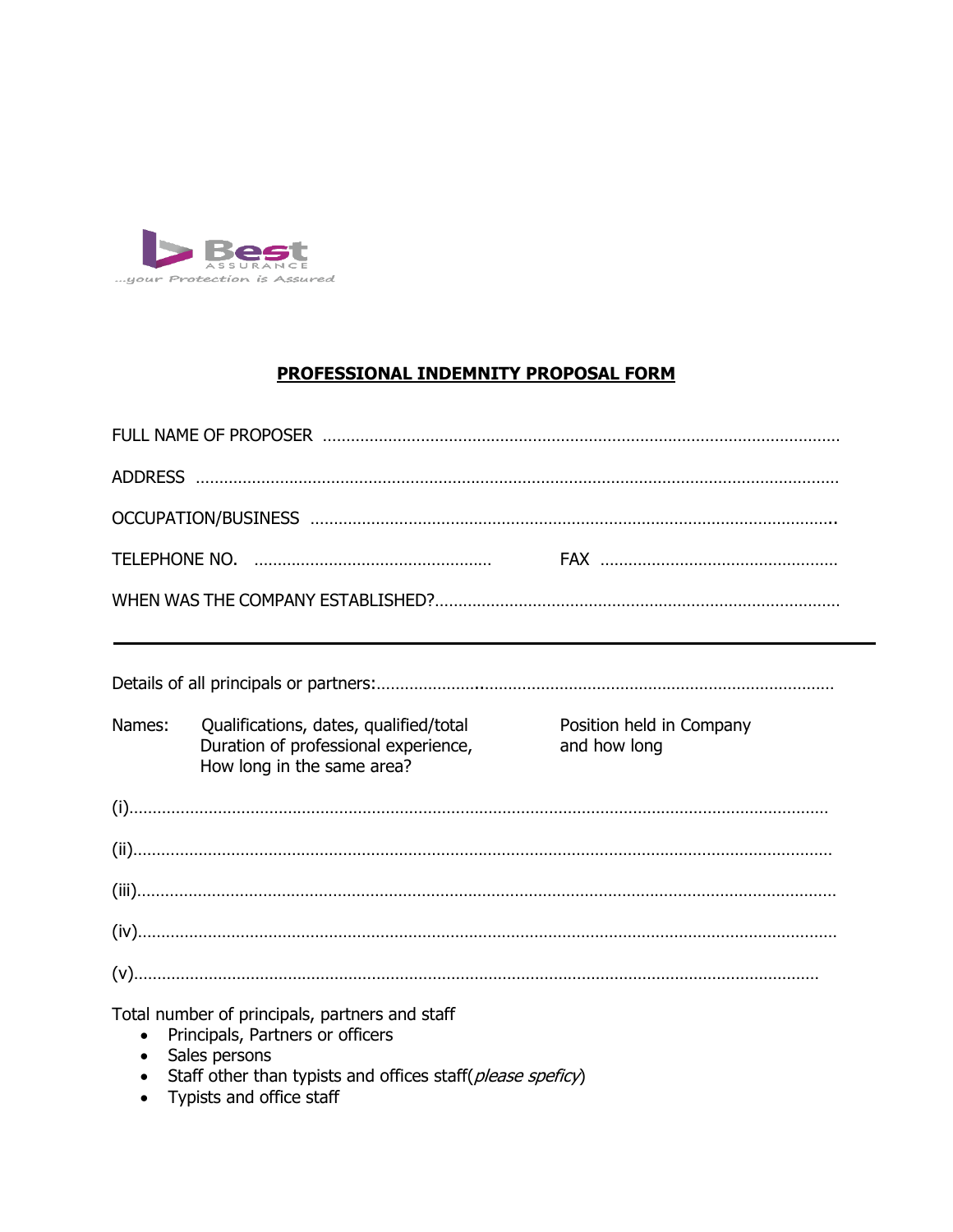Best
ASSURANCE
...your Protection is Assured

# **PROFESSIONAL INDEMNITY PROPOSAL FORM**

FULL NAME OF PROPOSER ……………………………………………………………………………………………

ADDRESS ………………………………………………………………………………………………………………

OCCUPATION/BUSINESS ……………………………………………………………………………………………..

TELEPHONE NO. …………………………………………… FAX ……………………………………………

WHEN WAS THE COMPANY ESTABLISHED?……………………………………………………………………………

---

Details of all principals or partners:………………….……………………………………………………………………

| Names: | Qualifications, dates, qualified/total Duration of professional experience, How long in the same area? | Position held in Company and how long |
| --- | --- | --- |

(i)………………………………………………………………………………………………………………………………

(ii)………………………………………………………………………………………………………………………………

(iii)………………………………………………………………………………………………………………………………

(iv)………………………………………………………………………………………………………………………………

(v)………………………………………………………………………………………………………………………………

Total number of principals, partners and staff

- Principals, Partners or officers
- Sales persons
- Staff other than typists and offices staff(*please speficy*)
- Typists and office staff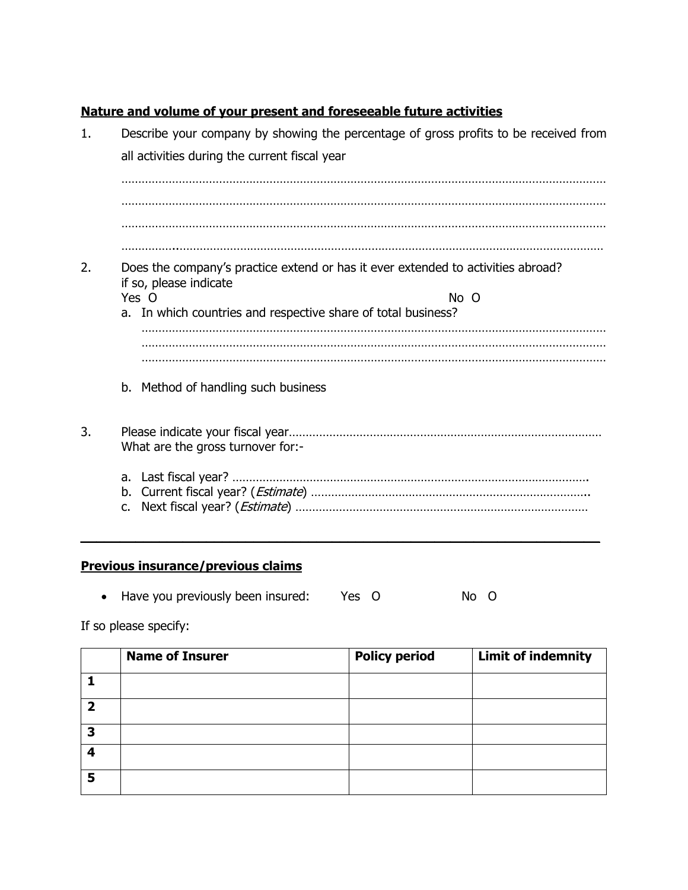**Nature and volume of your present and foreseeable future activities**

1. Describe your company by showing the percentage of gross profits to be received from all activities during the current fiscal year

   ……………………………………………………………………………………………………………………………………
   ……………………………………………………………………………………………………………………………………
   ……………………………………………………………………………………………………………………………………
   ……………………………………………………………………………………………………………………………………

2. Does the company's practice extend or has it ever extended to activities abroad? if so, please indicate
   Yes O                                                                                    No O
   a. In which countries and respective share of total business?
      ………………………………………………………………………………………………………………………………
      ………………………………………………………………………………………………………………………………
      ………………………………………………………………………………………………………………………………
   b. Method of handling such business

3. Please indicate your fiscal year………………………………………………………………………………………
   What are the gross turnover for:-
   a. Last fiscal year? …………………………………………………………………………………………….
   b. Current fiscal year? (*Estimate*) ………………………………………………………………………..
   c. Next fiscal year? (*Estimate*) …………………………………………………………………………

---

**Previous insurance/previous claims**

- Have you previously been insured:    Yes O            No O

If so please specify:

| | **Name of Insurer** | **Policy period** | **Limit of indemnity** |
|---|---|---|---|
| **1** | | | |
| **2** | | | |
| **3** | | | |
| **4** | | | |
| **5** | | | |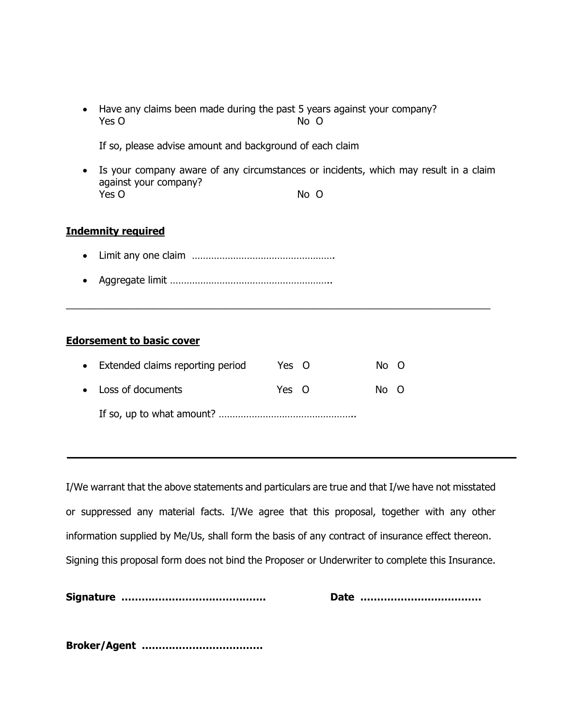- Have any claims been made during the past 5 years against your company?
  Yes O No O

  If so, please advise amount and background of each claim

- Is your company aware of any circumstances or incidents, which may result in a claim against your company?
  Yes O No O

**Indemnity required**

- Limit any one claim ……………………………………………
- Aggregate limit …………………………………………………..

---

**Edorsement to basic cover**

- Extended claims reporting period Yes O No O
- Loss of documents Yes O No O

  If so, up to what amount? …………………………………………..

---

I/We warrant that the above statements and particulars are true and that I/we have not misstated or suppressed any material facts. I/We agree that this proposal, together with any other information supplied by Me/Us, shall form the basis of any contract of insurance effect thereon. Signing this proposal form does not bind the Proposer or Underwriter to complete this Insurance.

**Signature ……………………………………** **Date ………………………………**

**Broker/Agent ………………………………**